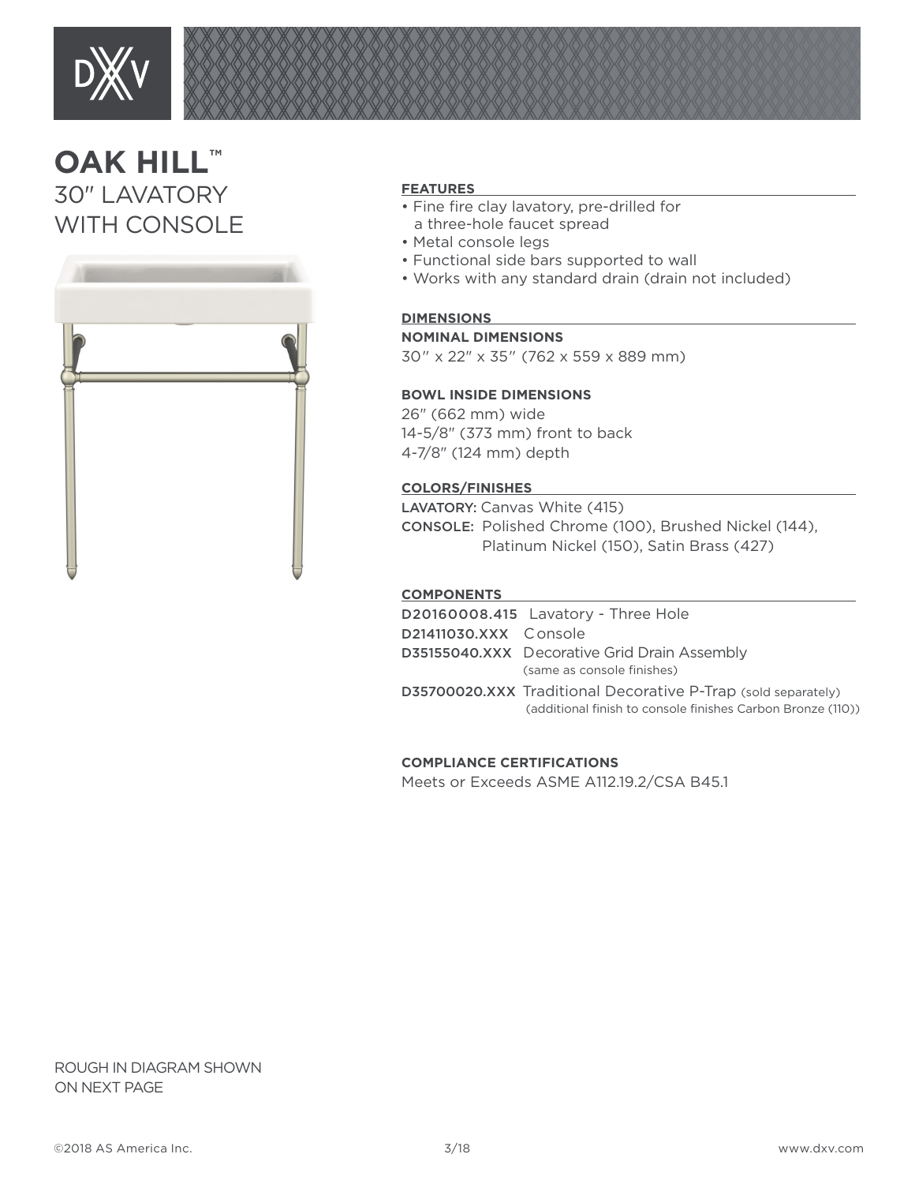# OAK HILL™

## 30″ LAVATORY WITH CONSOLE

### FEATURES

- Fine fire clay lavatory, pre-drilled for a three-hole faucet spread
- Metal console legs
- Functional side bars supported to wall
- Works with any standard drain (drain not included)

### DIMENSIONS

**NOMINAL DIMENSIONS**

30″ x 22″ x 35″ (762 x 559 x 889 mm)

**BOWL INSIDE DIMENSIONS**

26″ (662 mm) wide
14-5/8″ (373 mm) front to back
4-7/8″ (124 mm) depth

### COLORS/FINISHES

**LAVATORY:** Canvas White (415)
**CONSOLE:** Polished Chrome (100), Brushed Nickel (144), Platinum Nickel (150), Satin Brass (427)

### COMPONENTS

**D20160008.415** Lavatory - Three Hole
**D21411030.XXX** Console
**D35155040.XXX** Decorative Grid Drain Assembly (same as console finishes)
**D35700020.XXX** Traditional Decorative P-Trap (sold separately) (additional finish to console finishes Carbon Bronze (110))

**COMPLIANCE CERTIFICATIONS**

Meets or Exceeds ASME A112.19.2/CSA B45.1

ROUGH IN DIAGRAM SHOWN ON NEXT PAGE

©2018 AS America Inc. 3/18 www.dxv.com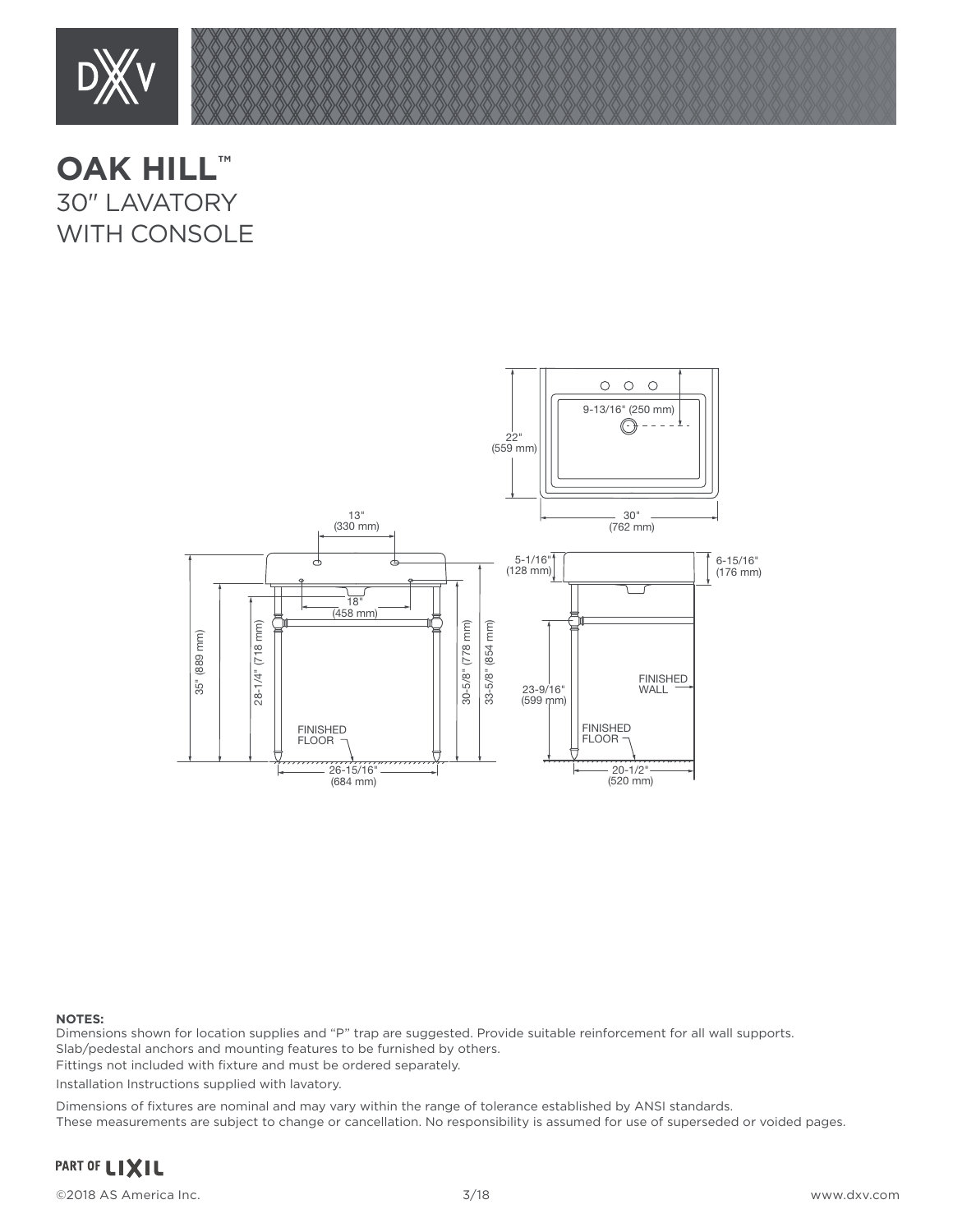# OAK HILL™

## 30" LAVATORY WITH CONSOLE

9-13/16" (250 mm)

22"
(559 mm)

30"
(762 mm)

13"
(330 mm)

18"
(458 mm)

35" (889 mm)

28-1/4" (718 mm)

30-5/8" (778 mm)

33-5/8" (854 mm)

FINISHED FLOOR

26-15/16"
(684 mm)

5-1/16"
(128 mm)

6-15/16"
(176 mm)

23-9/16"
(599 mm)

FINISHED WALL

FINISHED FLOOR

20-1/2"
(520 mm)

**NOTES:**

Dimensions shown for location supplies and "P" trap are suggested. Provide suitable reinforcement for all wall supports.
Slab/pedestal anchors and mounting features to be furnished by others.
Fittings not included with fixture and must be ordered separately.
Installation Instructions supplied with lavatory.

Dimensions of fixtures are nominal and may vary within the range of tolerance established by ANSI standards.
These measurements are subject to change or cancellation. No responsibility is assumed for use of superseded or voided pages.

PART OF LIXIL

©2018 AS America Inc. 3/18 www.dxv.com